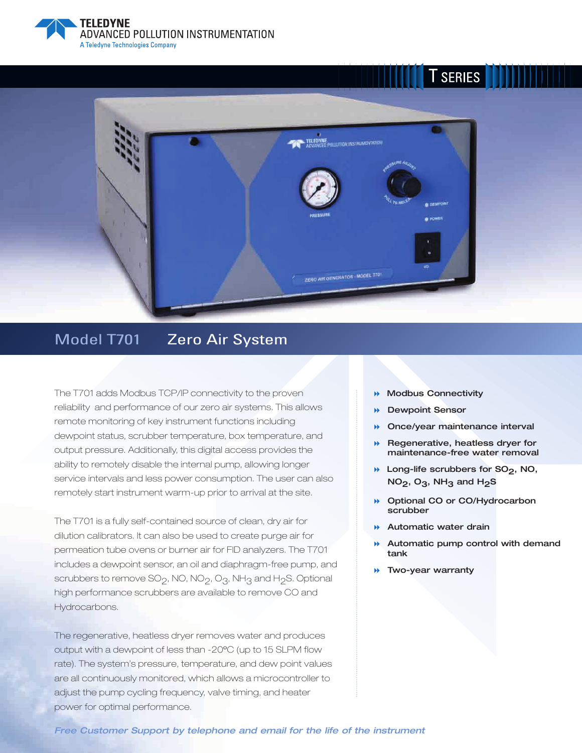TELEDYNE
ADVANCED POLLUTION INSTRUMENTATION
A Teledyne Technologies Company

T SERIES

# Model T701 Zero Air System

The T701 adds Modbus TCP/IP connectivity to the proven reliability and performance of our zero air systems. This allows remote monitoring of key instrument functions including dewpoint status, scrubber temperature, box temperature, and output pressure. Additionally, this digital access provides the ability to remotely disable the internal pump, allowing longer service intervals and less power consumption. The user can also remotely start instrument warm-up prior to arrival at the site.

The T701 is a fully self-contained source of clean, dry air for dilution calibrators. It can also be used to create purge air for permeation tube ovens or burner air for FID analyzers. The T701 includes a dewpoint sensor, an oil and diaphragm-free pump, and scrubbers to remove $SO_2$, NO, $NO_2$, $O_3$, $NH_3$ and $H_2S$. Optional high performance scrubbers are available to remove CO and Hydrocarbons.

The regenerative, heatless dryer removes water and produces output with a dewpoint of less than -20°C (up to 15 SLPM flow rate). The system's pressure, temperature, and dew point values are all continuously monitored, which allows a microcontroller to adjust the pump cycling frequency, valve timing, and heater power for optimal performance.

- **Modbus Connectivity**
- **Dewpoint Sensor**
- **Once/year maintenance interval**
- **Regenerative, heatless dryer for maintenance-free water removal**
- **Long-life scrubbers for $SO_2$, NO, $NO_2$, $O_3$, $NH_3$ and $H_2S$**
- **Optional CO or CO/Hydrocarbon scrubber**
- **Automatic water drain**
- **Automatic pump control with demand tank**
- **Two-year warranty**

***Free Customer Support by telephone and email for the life of the instrument***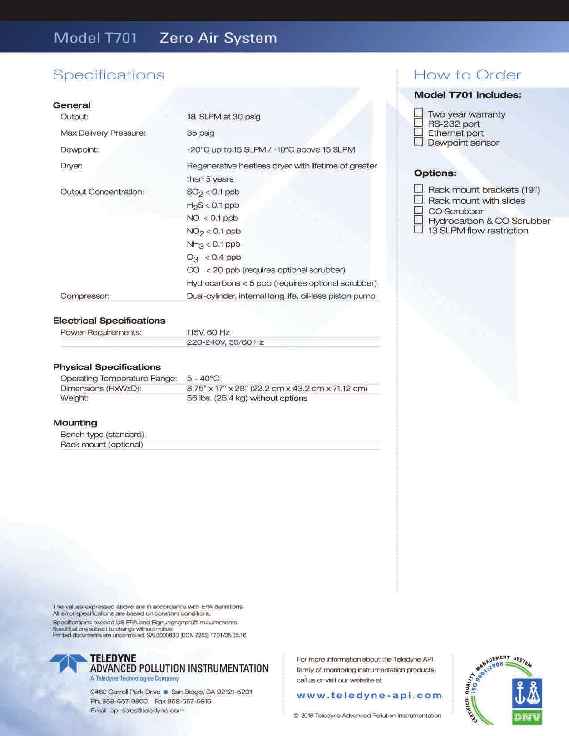# Model T701 Zero Air System

## Specifications

### General

| | |
|---|---|
| Output: | 18 SLPM at 30 psig |
| Max Delivery Pressure: | 35 psig |
| Dewpoint: | -20°C up to 15 SLPM / -10°C above 15 SLPM |
| Dryer: | Regenerative heatless dryer with lifetime of greater than 5 years |
| Output Concentration: | $SO_2$ < 0.1 ppb |
| | $H_2S$ < 0.1 ppb |
| | NO < 0.1 ppb |
| | $NO_2$ < 0.1 ppb |
| | $NH_3$ < 0.1 ppb |
| | $O_3$ < 0.4 ppb |
| | CO < 20 ppb (requires optional scrubber) |
| | Hydrocarbons < 5 ppb (requires optional scrubber) |
| Compressor: | Dual-cylinder, internal long life, oil-less piston pump |

### Electrical Specifications

| | |
|---|---|
| Power Requirements: | 115V, 60 Hz |
| | 220-240V, 50/60 Hz |

### Physical Specifications

| | |
|---|---|
| Operating Temperature Range: | 5 - 40°C |
| Dimensions (HxWxD): | 8.75" x 17" x 28" (22.2 cm x 43.2 cm x 71.12 cm) |
| Weight: | 56 lbs. (25.4 kg) without options |

### Mounting

- Bench type (standard)
- Rack mount (optional)

## How to Order

**Model T701 includes:**

- ☐ Two year warranty
- ☐ RS-232 port
- ☐ Ethernet port
- ☐ Dewpoint sensor

**Options:**

- ☐ Rack mount brackets (19")
- ☐ Rack mount with slides
- ☐ CO Scrubber
- ☐ Hydrocarbon & CO Scrubber
- ☐ 13 SLPM flow restriction

The values expressed above are in accordance with EPA definitions.
All error specifications are based on constant conditions.
Specifications exceed US EPA and Eignungsgeprüft requirements.
Specifications subject to change without notice.
Printed documents are uncontrolled. SAL000083D (DCN 7253) T701/05.05.16

**TELEDYNE**
**ADVANCED POLLUTION INSTRUMENTATION**
A Teledyne Technologies Company

9480 Carroll Park Drive ■ San Diego, CA 92121-5201
Ph. 858-657-9800 Fax 858-657-9816
Email api-sales@teledyne.com

For more information about the Teledyne API family of monitoring instrumentation products, call us or visit our website at

**www.teledyne-api.com**

© 2016 Teledyne Advanced Pollution Instrumentation

CERTIFIED QUALITY MANAGEMENT SYSTEM ISO 9001:2008 DNV